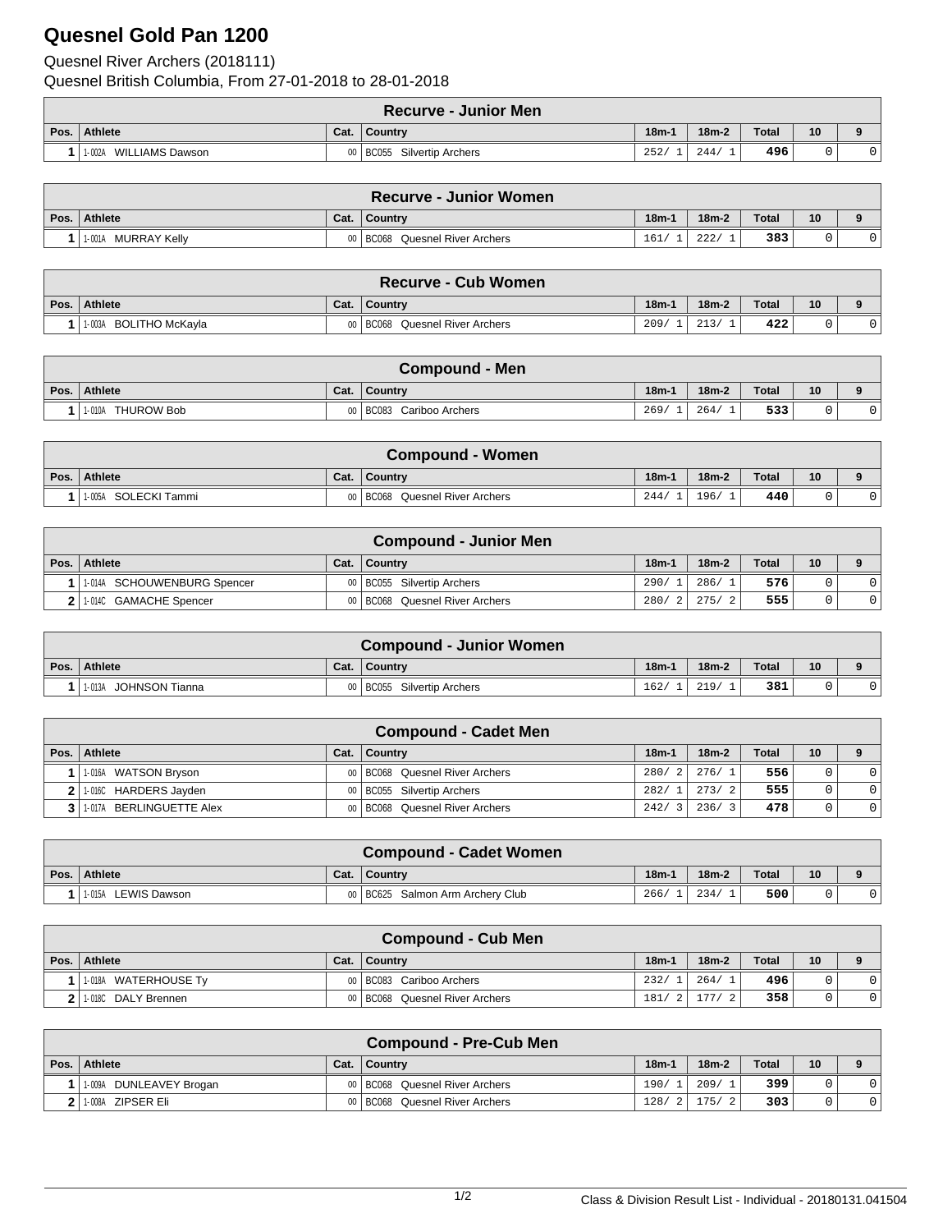# Quesnel Gold Pan 1200

Quesnel River Archers (2018111)

Quesnel British Columbia, From 27-01-2018 to 28-01-2018

| Recurve - Junior Men | | | | | | | | |
|---|---|---|---|---|---|---|---|---|
| Pos. | Athlete | Cat. | Country | 18m-1 | 18m-2 | Total | 10 | 9 |
| 1 | 1-002A WILLIAMS Dawson | 00 | BC055 Silvertip Archers | 252/ 1 | 244/ 1 | 496 | 0 | 0 |

| Recurve - Junior Women | | | | | | | | |
|---|---|---|---|---|---|---|---|---|
| Pos. | Athlete | Cat. | Country | 18m-1 | 18m-2 | Total | 10 | 9 |
| 1 | 1-001A MURRAY Kelly | 00 | BC068 Quesnel River Archers | 161/ 1 | 222/ 1 | 383 | 0 | 0 |

| Recurve - Cub Women | | | | | | | | |
|---|---|---|---|---|---|---|---|---|
| Pos. | Athlete | Cat. | Country | 18m-1 | 18m-2 | Total | 10 | 9 |
| 1 | 1-003A BOLITHO McKayla | 00 | BC068 Quesnel River Archers | 209/ 1 | 213/ 1 | 422 | 0 | 0 |

| Compound - Men | | | | | | | | |
|---|---|---|---|---|---|---|---|---|
| Pos. | Athlete | Cat. | Country | 18m-1 | 18m-2 | Total | 10 | 9 |
| 1 | 1-010A THUROW Bob | 00 | BC083 Cariboo Archers | 269/ 1 | 264/ 1 | 533 | 0 | 0 |

| Compound - Women | | | | | | | | |
|---|---|---|---|---|---|---|---|---|
| Pos. | Athlete | Cat. | Country | 18m-1 | 18m-2 | Total | 10 | 9 |
| 1 | 1-005A SOLECKI Tammi | 00 | BC068 Quesnel River Archers | 244/ 1 | 196/ 1 | 440 | 0 | 0 |

| Compound - Junior Men | | | | | | | | |
|---|---|---|---|---|---|---|---|---|
| Pos. | Athlete | Cat. | Country | 18m-1 | 18m-2 | Total | 10 | 9 |
| 1 | 1-014A SCHOUWENBURG Spencer | 00 | BC055 Silvertip Archers | 290/ 1 | 286/ 1 | 576 | 0 | 0 |
| 2 | 1-014C GAMACHE Spencer | 00 | BC068 Quesnel River Archers | 280/ 2 | 275/ 2 | 555 | 0 | 0 |

| Compound - Junior Women | | | | | | | | |
|---|---|---|---|---|---|---|---|---|
| Pos. | Athlete | Cat. | Country | 18m-1 | 18m-2 | Total | 10 | 9 |
| 1 | 1-013A JOHNSON Tianna | 00 | BC055 Silvertip Archers | 162/ 1 | 219/ 1 | 381 | 0 | 0 |

| Compound - Cadet Men | | | | | | | | |
|---|---|---|---|---|---|---|---|---|
| Pos. | Athlete | Cat. | Country | 18m-1 | 18m-2 | Total | 10 | 9 |
| 1 | 1-016A WATSON Bryson | 00 | BC068 Quesnel River Archers | 280/ 2 | 276/ 1 | 556 | 0 | 0 |
| 2 | 1-016C HARDERS Jayden | 00 | BC055 Silvertip Archers | 282/ 1 | 273/ 2 | 555 | 0 | 0 |
| 3 | 1-017A BERLINGUETTE Alex | 00 | BC068 Quesnel River Archers | 242/ 3 | 236/ 3 | 478 | 0 | 0 |

| Compound - Cadet Women | | | | | | | | |
|---|---|---|---|---|---|---|---|---|
| Pos. | Athlete | Cat. | Country | 18m-1 | 18m-2 | Total | 10 | 9 |
| 1 | 1-015A LEWIS Dawson | 00 | BC625 Salmon Arm Archery Club | 266/ 1 | 234/ 1 | 500 | 0 | 0 |

| Compound - Cub Men | | | | | | | | |
|---|---|---|---|---|---|---|---|---|
| Pos. | Athlete | Cat. | Country | 18m-1 | 18m-2 | Total | 10 | 9 |
| 1 | 1-018A WATERHOUSE Ty | 00 | BC083 Cariboo Archers | 232/ 1 | 264/ 1 | 496 | 0 | 0 |
| 2 | 1-018C DALY Brennen | 00 | BC068 Quesnel River Archers | 181/ 2 | 177/ 2 | 358 | 0 | 0 |

| Compound - Pre-Cub Men | | | | | | | | |
|---|---|---|---|---|---|---|---|---|
| Pos. | Athlete | Cat. | Country | 18m-1 | 18m-2 | Total | 10 | 9 |
| 1 | 1-009A DUNLEAVEY Brogan | 00 | BC068 Quesnel River Archers | 190/ 1 | 209/ 1 | 399 | 0 | 0 |
| 2 | 1-008A ZIPSER Eli | 00 | BC068 Quesnel River Archers | 128/ 2 | 175/ 2 | 303 | 0 | 0 |

Class & Division Result List - Individual - 20180131.041504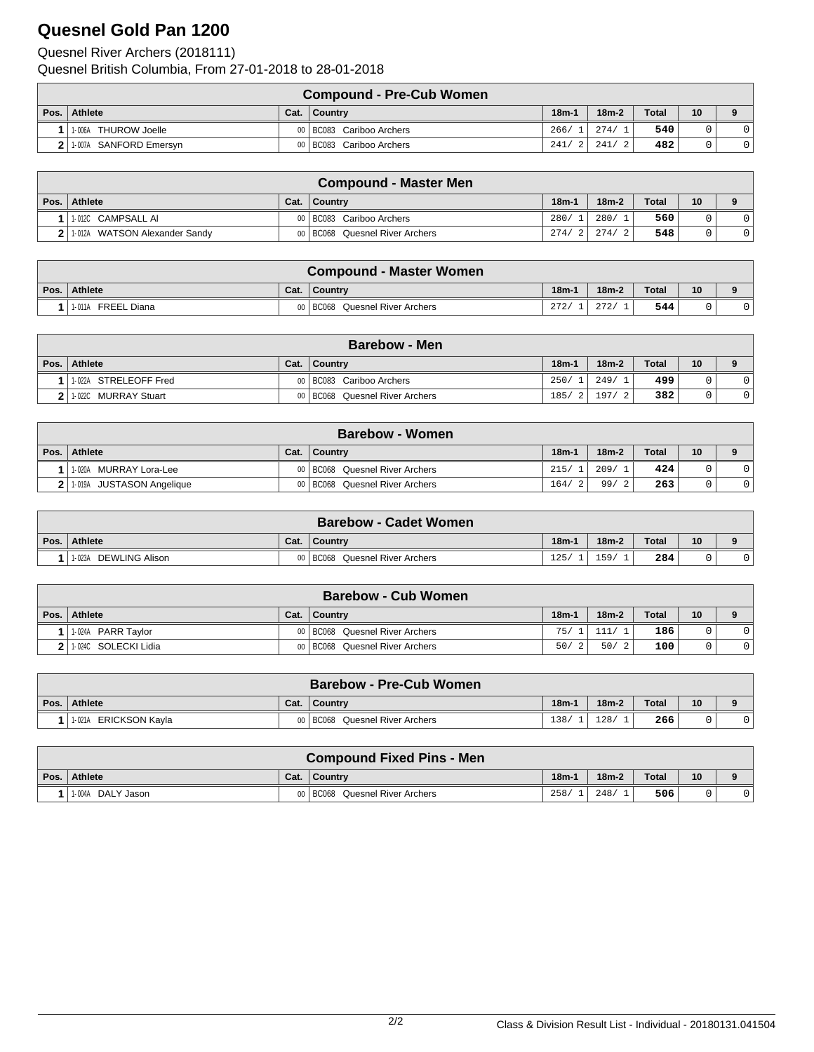# Quesnel Gold Pan 1200

Quesnel River Archers (2018111)
Quesnel British Columbia, From 27-01-2018 to 28-01-2018

| Compound - Pre-Cub Women | | | | | | | | |
|---|---|---|---|---|---|---|---|---|
| Pos. | Athlete | Cat. | Country | 18m-1 | 18m-2 | Total | 10 | 9 |
| 1 | 1-006A THUROW Joelle | 00 | BC083 Cariboo Archers | 266/ 1 | 274/ 1 | 540 | 0 | 0 |
| 2 | 1-007A SANFORD Emersyn | 00 | BC083 Cariboo Archers | 241/ 2 | 241/ 2 | 482 | 0 | 0 |

| Compound - Master Men | | | | | | | | |
|---|---|---|---|---|---|---|---|---|
| Pos. | Athlete | Cat. | Country | 18m-1 | 18m-2 | Total | 10 | 9 |
| 1 | 1-012C CAMPSALL Al | 00 | BC083 Cariboo Archers | 280/ 1 | 280/ 1 | 560 | 0 | 0 |
| 2 | 1-012A WATSON Alexander Sandy | 00 | BC068 Quesnel River Archers | 274/ 2 | 274/ 2 | 548 | 0 | 0 |

| Compound - Master Women | | | | | | | | |
|---|---|---|---|---|---|---|---|---|
| Pos. | Athlete | Cat. | Country | 18m-1 | 18m-2 | Total | 10 | 9 |
| 1 | 1-011A FREEL Diana | 00 | BC068 Quesnel River Archers | 272/ 1 | 272/ 1 | 544 | 0 | 0 |

| Barebow - Men | | | | | | | | |
|---|---|---|---|---|---|---|---|---|
| Pos. | Athlete | Cat. | Country | 18m-1 | 18m-2 | Total | 10 | 9 |
| 1 | 1-022A STRELEOFF Fred | 00 | BC083 Cariboo Archers | 250/ 1 | 249/ 1 | 499 | 0 | 0 |
| 2 | 1-022C MURRAY Stuart | 00 | BC068 Quesnel River Archers | 185/ 2 | 197/ 2 | 382 | 0 | 0 |

| Barebow - Women | | | | | | | | |
|---|---|---|---|---|---|---|---|---|
| Pos. | Athlete | Cat. | Country | 18m-1 | 18m-2 | Total | 10 | 9 |
| 1 | 1-020A MURRAY Lora-Lee | 00 | BC068 Quesnel River Archers | 215/ 1 | 209/ 1 | 424 | 0 | 0 |
| 2 | 1-019A JUSTASON Angelique | 00 | BC068 Quesnel River Archers | 164/ 2 | 99/ 2 | 263 | 0 | 0 |

| Barebow - Cadet Women | | | | | | | | |
|---|---|---|---|---|---|---|---|---|
| Pos. | Athlete | Cat. | Country | 18m-1 | 18m-2 | Total | 10 | 9 |
| 1 | 1-023A DEWLING Alison | 00 | BC068 Quesnel River Archers | 125/ 1 | 159/ 1 | 284 | 0 | 0 |

| Barebow - Cub Women | | | | | | | | |
|---|---|---|---|---|---|---|---|---|
| Pos. | Athlete | Cat. | Country | 18m-1 | 18m-2 | Total | 10 | 9 |
| 1 | 1-024A PARR Taylor | 00 | BC068 Quesnel River Archers | 75/ 1 | 111/ 1 | 186 | 0 | 0 |
| 2 | 1-024C SOLECKI Lidia | 00 | BC068 Quesnel River Archers | 50/ 2 | 50/ 2 | 100 | 0 | 0 |

| Barebow - Pre-Cub Women | | | | | | | | |
|---|---|---|---|---|---|---|---|---|
| Pos. | Athlete | Cat. | Country | 18m-1 | 18m-2 | Total | 10 | 9 |
| 1 | 1-021A ERICKSON Kayla | 00 | BC068 Quesnel River Archers | 138/ 1 | 128/ 1 | 266 | 0 | 0 |

| Compound Fixed Pins - Men | | | | | | | | |
|---|---|---|---|---|---|---|---|---|
| Pos. | Athlete | Cat. | Country | 18m-1 | 18m-2 | Total | 10 | 9 |
| 1 | 1-004A DALY Jason | 00 | BC068 Quesnel River Archers | 258/ 1 | 248/ 1 | 506 | 0 | 0 |

Class & Division Result List - Individual - 20180131.041504